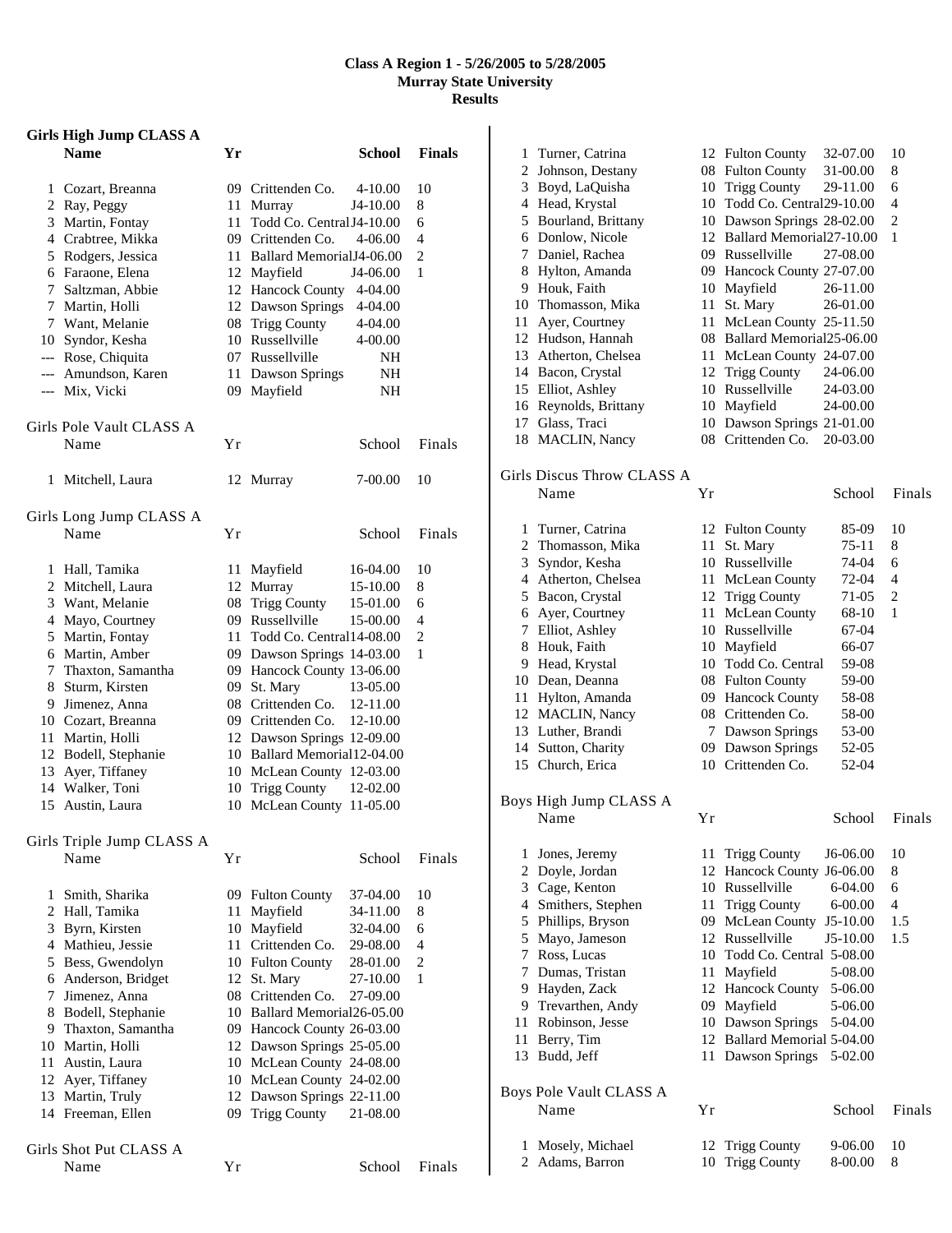**Class A Region 1 - 5/26/2005 to 5/28/2005**
**Murray State University**
**Results**

### Girls High Jump CLASS A

| | Name | Yr | School | Finals | |
|---|---|---|---|---|---|
| 1 | Cozart, Breanna | 09 | Crittenden Co. | 4-10.00 | 10 |
| 2 | Ray, Peggy | 11 | Murray | J4-10.00 | 8 |
| 3 | Martin, Fontay | 11 | Todd Co. Central | J4-10.00 | 6 |
| 4 | Crabtree, Mikka | 09 | Crittenden Co. | 4-06.00 | 4 |
| 5 | Rodgers, Jessica | 11 | Ballard Memorial | J4-06.00 | 2 |
| 6 | Faraone, Elena | 12 | Mayfield | J4-06.00 | 1 |
| 7 | Saltzman, Abbie | 12 | Hancock County | 4-04.00 | |
| 7 | Martin, Holli | 12 | Dawson Springs | 4-04.00 | |
| 7 | Want, Melanie | 08 | Trigg County | 4-04.00 | |
| 10 | Syndor, Kesha | 10 | Russellville | 4-00.00 | |
| --- | Rose, Chiquita | 07 | Russellville | NH | |
| --- | Amundson, Karen | 11 | Dawson Springs | NH | |
| --- | Mix, Vicki | 09 | Mayfield | NH | |

### Girls Pole Vault CLASS A

| | Name | Yr | School | Finals | |
|---|---|---|---|---|---|
| 1 | Mitchell, Laura | 12 | Murray | 7-00.00 | 10 |

### Girls Long Jump CLASS A

| | Name | Yr | School | Finals | |
|---|---|---|---|---|---|
| 1 | Hall, Tamika | 11 | Mayfield | 16-04.00 | 10 |
| 2 | Mitchell, Laura | 12 | Murray | 15-10.00 | 8 |
| 3 | Want, Melanie | 08 | Trigg County | 15-01.00 | 6 |
| 4 | Mayo, Courtney | 09 | Russellville | 15-00.00 | 4 |
| 5 | Martin, Fontay | 11 | Todd Co. Central | 14-08.00 | 2 |
| 6 | Martin, Amber | 09 | Dawson Springs | 14-03.00 | 1 |
| 7 | Thaxton, Samantha | 09 | Hancock County | 13-06.00 | |
| 8 | Sturm, Kirsten | 09 | St. Mary | 13-05.00 | |
| 9 | Jimenez, Anna | 08 | Crittenden Co. | 12-11.00 | |
| 10 | Cozart, Breanna | 09 | Crittenden Co. | 12-10.00 | |
| 11 | Martin, Holli | 12 | Dawson Springs | 12-09.00 | |
| 12 | Bodell, Stephanie | 10 | Ballard Memorial | 12-04.00 | |
| 13 | Ayer, Tiffaney | 10 | McLean County | 12-03.00 | |
| 14 | Walker, Toni | 10 | Trigg County | 12-02.00 | |
| 15 | Austin, Laura | 10 | McLean County | 11-05.00 | |

### Girls Triple Jump CLASS A

| | Name | Yr | School | Finals | |
|---|---|---|---|---|---|
| 1 | Smith, Sharika | 09 | Fulton County | 37-04.00 | 10 |
| 2 | Hall, Tamika | 11 | Mayfield | 34-11.00 | 8 |
| 3 | Byrn, Kirsten | 10 | Mayfield | 32-04.00 | 6 |
| 4 | Mathieu, Jessie | 11 | Crittenden Co. | 29-08.00 | 4 |
| 5 | Bess, Gwendolyn | 10 | Fulton County | 28-01.00 | 2 |
| 6 | Anderson, Bridget | 12 | St. Mary | 27-10.00 | 1 |
| 7 | Jimenez, Anna | 08 | Crittenden Co. | 27-09.00 | |
| 8 | Bodell, Stephanie | 10 | Ballard Memorial | 26-05.00 | |
| 9 | Thaxton, Samantha | 09 | Hancock County | 26-03.00 | |
| 10 | Martin, Holli | 12 | Dawson Springs | 25-05.00 | |
| 11 | Austin, Laura | 10 | McLean County | 24-08.00 | |
| 12 | Ayer, Tiffaney | 10 | McLean County | 24-02.00 | |
| 13 | Martin, Truly | 12 | Dawson Springs | 22-11.00 | |
| 14 | Freeman, Ellen | 09 | Trigg County | 21-08.00 | |

### Girls Shot Put CLASS A

| | Name | Yr | School | Finals | |
|---|---|---|---|---|---|
| 1 | Turner, Catrina | 12 | Fulton County | 32-07.00 | 10 |
| 2 | Johnson, Destany | 08 | Fulton County | 31-00.00 | 8 |
| 3 | Boyd, LaQuisha | 10 | Trigg County | 29-11.00 | 6 |
| 4 | Head, Krystal | 10 | Todd Co. Central | 29-10.00 | 4 |
| 5 | Bourland, Brittany | 10 | Dawson Springs | 28-02.00 | 2 |
| 6 | Donlow, Nicole | 12 | Ballard Memorial | 27-10.00 | 1 |
| 7 | Daniel, Rachea | 09 | Russellville | 27-08.00 | |
| 8 | Hylton, Amanda | 09 | Hancock County | 27-07.00 | |
| 9 | Houk, Faith | 10 | Mayfield | 26-11.00 | |
| 10 | Thomasson, Mika | 11 | St. Mary | 26-01.00 | |
| 11 | Ayer, Courtney | 11 | McLean County | 25-11.50 | |
| 12 | Hudson, Hannah | 08 | Ballard Memorial | 25-06.00 | |
| 13 | Atherton, Chelsea | 11 | McLean County | 24-07.00 | |
| 14 | Bacon, Crystal | 12 | Trigg County | 24-06.00 | |
| 15 | Elliot, Ashley | 10 | Russellville | 24-03.00 | |
| 16 | Reynolds, Brittany | 10 | Mayfield | 24-00.00 | |
| 17 | Glass, Traci | 10 | Dawson Springs | 21-01.00 | |
| 18 | MACLIN, Nancy | 08 | Crittenden Co. | 20-03.00 | |

### Girls Discus Throw CLASS A

| | Name | Yr | School | Finals | |
|---|---|---|---|---|---|
| 1 | Turner, Catrina | 12 | Fulton County | 85-09 | 10 |
| 2 | Thomasson, Mika | 11 | St. Mary | 75-11 | 8 |
| 3 | Syndor, Kesha | 10 | Russellville | 74-04 | 6 |
| 4 | Atherton, Chelsea | 11 | McLean County | 72-04 | 4 |
| 5 | Bacon, Crystal | 12 | Trigg County | 71-05 | 2 |
| 6 | Ayer, Courtney | 11 | McLean County | 68-10 | 1 |
| 7 | Elliot, Ashley | 10 | Russellville | 67-04 | |
| 8 | Houk, Faith | 10 | Mayfield | 66-07 | |
| 9 | Head, Krystal | 10 | Todd Co. Central | 59-08 | |
| 10 | Dean, Deanna | 08 | Fulton County | 59-00 | |
| 11 | Hylton, Amanda | 09 | Hancock County | 58-08 | |
| 12 | MACLIN, Nancy | 08 | Crittenden Co. | 58-00 | |
| 13 | Luther, Brandi | 7 | Dawson Springs | 53-00 | |
| 14 | Sutton, Charity | 09 | Dawson Springs | 52-05 | |
| 15 | Church, Erica | 10 | Crittenden Co. | 52-04 | |

### Boys High Jump CLASS A

| | Name | Yr | School | Finals | |
|---|---|---|---|---|---|
| 1 | Jones, Jeremy | 11 | Trigg County | J6-06.00 | 10 |
| 2 | Doyle, Jordan | 12 | Hancock County | J6-06.00 | 8 |
| 3 | Cage, Kenton | 10 | Russellville | 6-04.00 | 6 |
| 4 | Smithers, Stephen | 11 | Trigg County | 6-00.00 | 4 |
| 5 | Phillips, Bryson | 09 | McLean County | J5-10.00 | 1.5 |
| 5 | Mayo, Jameson | 12 | Russellville | J5-10.00 | 1.5 |
| 7 | Ross, Lucas | 10 | Todd Co. Central | 5-08.00 | |
| 7 | Dumas, Tristan | 11 | Mayfield | 5-08.00 | |
| 9 | Hayden, Zack | 12 | Hancock County | 5-06.00 | |
| 9 | Trevarthen, Andy | 09 | Mayfield | 5-06.00 | |
| 11 | Robinson, Jesse | 10 | Dawson Springs | 5-04.00 | |
| 11 | Berry, Tim | 12 | Ballard Memorial | 5-04.00 | |
| 13 | Budd, Jeff | 11 | Dawson Springs | 5-02.00 | |

### Boys Pole Vault CLASS A

| | Name | Yr | School | Finals | |
|---|---|---|---|---|---|
| 1 | Mosely, Michael | 12 | Trigg County | 9-06.00 | 10 |
| 2 | Adams, Barron | 10 | Trigg County | 8-00.00 | 8 |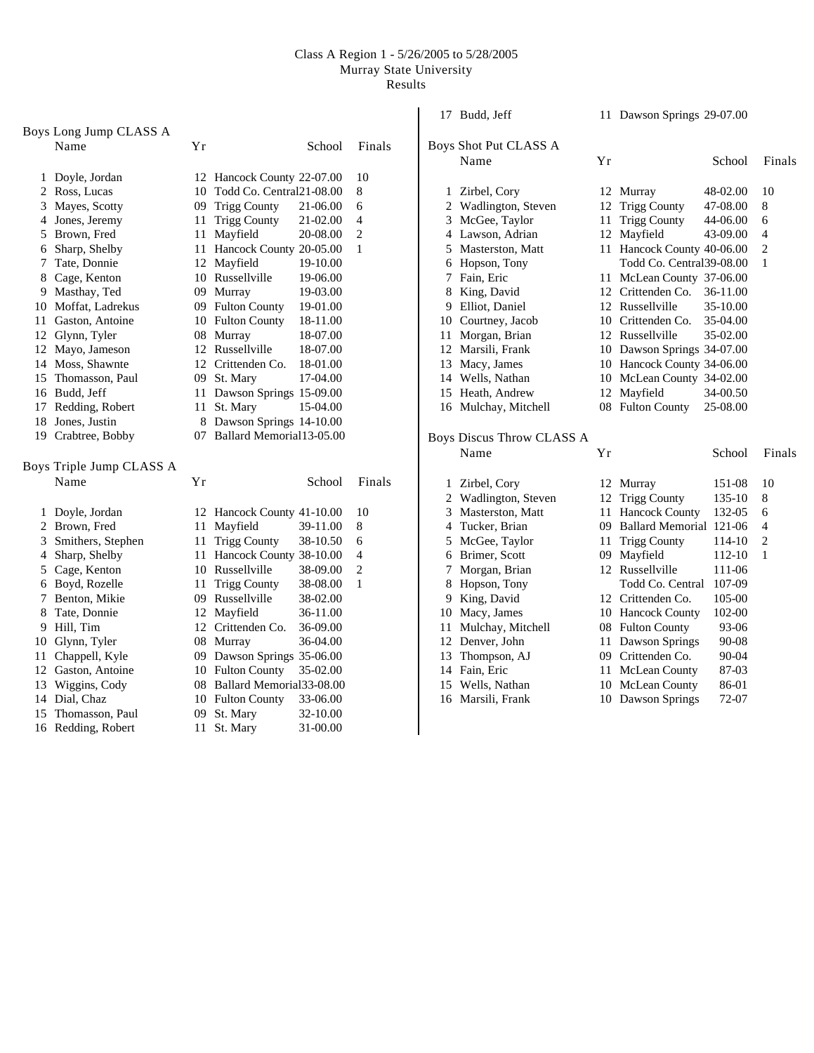Class A Region 1 - 5/26/2005 to 5/28/2005
Murray State University
Results

## Boys Long Jump CLASS A

| | Name | Yr | School | Finals | |
|---|---|---|---|---|---|
| 1 | Doyle, Jordan | 12 | Hancock County | 22-07.00 | 10 |
| 2 | Ross, Lucas | 10 | Todd Co. Central | 21-08.00 | 8 |
| 3 | Mayes, Scotty | 09 | Trigg County | 21-06.00 | 6 |
| 4 | Jones, Jeremy | 11 | Trigg County | 21-02.00 | 4 |
| 5 | Brown, Fred | 11 | Mayfield | 20-08.00 | 2 |
| 6 | Sharp, Shelby | 11 | Hancock County | 20-05.00 | 1 |
| 7 | Tate, Donnie | 12 | Mayfield | 19-10.00 | |
| 8 | Cage, Kenton | 10 | Russellville | 19-06.00 | |
| 9 | Masthay, Ted | 09 | Murray | 19-03.00 | |
| 10 | Moffat, Ladrekus | 09 | Fulton County | 19-01.00 | |
| 11 | Gaston, Antoine | 10 | Fulton County | 18-11.00 | |
| 12 | Glynn, Tyler | 08 | Murray | 18-07.00 | |
| 12 | Mayo, Jameson | 12 | Russellville | 18-07.00 | |
| 14 | Moss, Shawnte | 12 | Crittenden Co. | 18-01.00 | |
| 15 | Thomasson, Paul | 09 | St. Mary | 17-04.00 | |
| 16 | Budd, Jeff | 11 | Dawson Springs | 15-09.00 | |
| 17 | Redding, Robert | 11 | St. Mary | 15-04.00 | |
| 18 | Jones, Justin | 8 | Dawson Springs | 14-10.00 | |
| 19 | Crabtree, Bobby | 07 | Ballard Memorial | 13-05.00 | |

## Boys Triple Jump CLASS A

| | Name | Yr | School | Finals | |
|---|---|---|---|---|---|
| 1 | Doyle, Jordan | 12 | Hancock County | 41-10.00 | 10 |
| 2 | Brown, Fred | 11 | Mayfield | 39-11.00 | 8 |
| 3 | Smithers, Stephen | 11 | Trigg County | 38-10.50 | 6 |
| 4 | Sharp, Shelby | 11 | Hancock County | 38-10.00 | 4 |
| 5 | Cage, Kenton | 10 | Russellville | 38-09.00 | 2 |
| 6 | Boyd, Rozelle | 11 | Trigg County | 38-08.00 | 1 |
| 7 | Benton, Mikie | 09 | Russellville | 38-02.00 | |
| 8 | Tate, Donnie | 12 | Mayfield | 36-11.00 | |
| 9 | Hill, Tim | 12 | Crittenden Co. | 36-09.00 | |
| 10 | Glynn, Tyler | 08 | Murray | 36-04.00 | |
| 11 | Chappell, Kyle | 09 | Dawson Springs | 35-06.00 | |
| 12 | Gaston, Antoine | 10 | Fulton County | 35-02.00 | |
| 13 | Wiggins, Cody | 08 | Ballard Memorial | 33-08.00 | |
| 14 | Dial, Chaz | 10 | Fulton County | 33-06.00 | |
| 15 | Thomasson, Paul | 09 | St. Mary | 32-10.00 | |
| 16 | Redding, Robert | 11 | St. Mary | 31-00.00 | |
| 17 | Budd, Jeff | 11 | Dawson Springs | 29-07.00 | |

## Boys Shot Put CLASS A

| | Name | Yr | School | Finals | |
|---|---|---|---|---|---|
| 1 | Zirbel, Cory | 12 | Murray | 48-02.00 | 10 |
| 2 | Wadlington, Steven | 12 | Trigg County | 47-08.00 | 8 |
| 3 | McGee, Taylor | 11 | Trigg County | 44-06.00 | 6 |
| 4 | Lawson, Adrian | 12 | Mayfield | 43-09.00 | 4 |
| 5 | Masterston, Matt | 11 | Hancock County | 40-06.00 | 2 |
| 6 | Hopson, Tony | | Todd Co. Central | 39-08.00 | 1 |
| 7 | Fain, Eric | 11 | McLean County | 37-06.00 | |
| 8 | King, David | 12 | Crittenden Co. | 36-11.00 | |
| 9 | Elliot, Daniel | 12 | Russellville | 35-10.00 | |
| 10 | Courtney, Jacob | 10 | Crittenden Co. | 35-04.00 | |
| 11 | Morgan, Brian | 12 | Russellville | 35-02.00 | |
| 12 | Marsili, Frank | 10 | Dawson Springs | 34-07.00 | |
| 13 | Macy, James | 10 | Hancock County | 34-06.00 | |
| 14 | Wells, Nathan | 10 | McLean County | 34-02.00 | |
| 15 | Heath, Andrew | 12 | Mayfield | 34-00.50 | |
| 16 | Mulchay, Mitchell | 08 | Fulton County | 25-08.00 | |

## Boys Discus Throw CLASS A

| | Name | Yr | School | Finals | |
|---|---|---|---|---|---|
| 1 | Zirbel, Cory | 12 | Murray | 151-08 | 10 |
| 2 | Wadlington, Steven | 12 | Trigg County | 135-10 | 8 |
| 3 | Masterston, Matt | 11 | Hancock County | 132-05 | 6 |
| 4 | Tucker, Brian | 09 | Ballard Memorial | 121-06 | 4 |
| 5 | McGee, Taylor | 11 | Trigg County | 114-10 | 2 |
| 6 | Brimer, Scott | 09 | Mayfield | 112-10 | 1 |
| 7 | Morgan, Brian | 12 | Russellville | 111-06 | |
| 8 | Hopson, Tony | | Todd Co. Central | 107-09 | |
| 9 | King, David | 12 | Crittenden Co. | 105-00 | |
| 10 | Macy, James | 10 | Hancock County | 102-00 | |
| 11 | Mulchay, Mitchell | 08 | Fulton County | 93-06 | |
| 12 | Denver, John | 11 | Dawson Springs | 90-08 | |
| 13 | Thompson, AJ | 09 | Crittenden Co. | 90-04 | |
| 14 | Fain, Eric | 11 | McLean County | 87-03 | |
| 15 | Wells, Nathan | 10 | McLean County | 86-01 | |
| 16 | Marsili, Frank | 10 | Dawson Springs | 72-07 | |